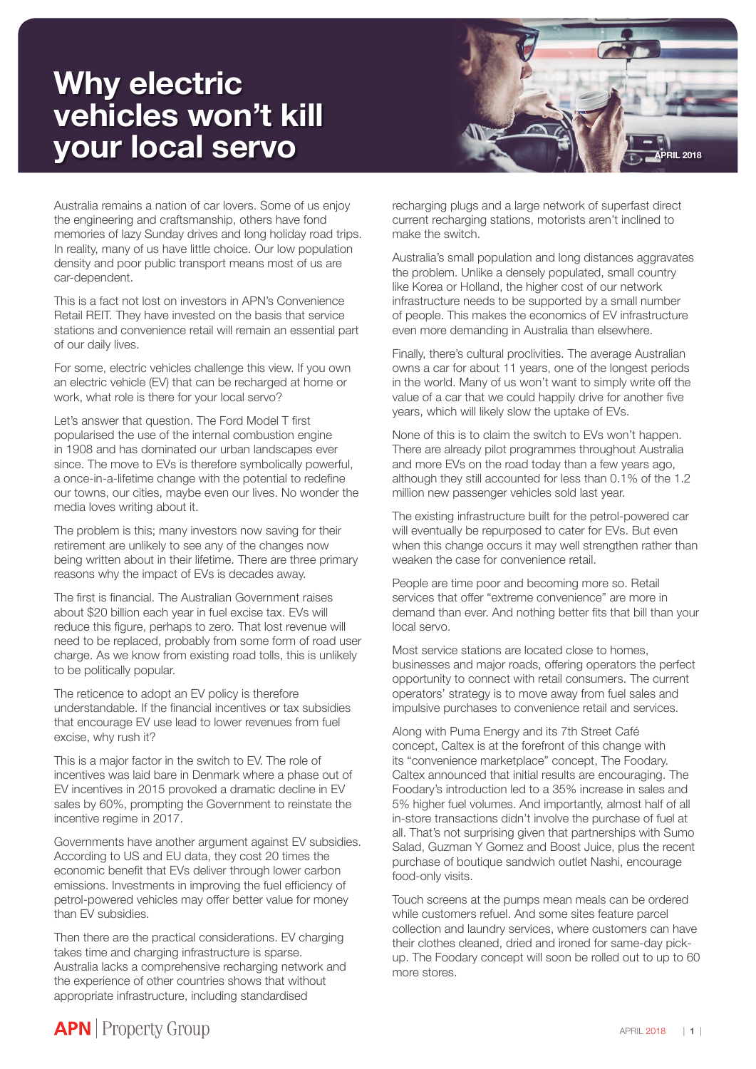# Why electric vehicles won't kill your local servo

APRIL 2018

Australia remains a nation of car lovers. Some of us enjoy the engineering and craftsmanship, others have fond memories of lazy Sunday drives and long holiday road trips. In reality, many of us have little choice. Our low population density and poor public transport means most of us are car-dependent.

This is a fact not lost on investors in APN's Convenience Retail REIT. They have invested on the basis that service stations and convenience retail will remain an essential part of our daily lives.

For some, electric vehicles challenge this view. If you own an electric vehicle (EV) that can be recharged at home or work, what role is there for your local servo?

Let's answer that question. The Ford Model T first popularised the use of the internal combustion engine in 1908 and has dominated our urban landscapes ever since. The move to EVs is therefore symbolically powerful, a once-in-a-lifetime change with the potential to redefine our towns, our cities, maybe even our lives. No wonder the media loves writing about it.

The problem is this; many investors now saving for their retirement are unlikely to see any of the changes now being written about in their lifetime. There are three primary reasons why the impact of EVs is decades away.

The first is financial. The Australian Government raises about $20 billion each year in fuel excise tax. EVs will reduce this figure, perhaps to zero. That lost revenue will need to be replaced, probably from some form of road user charge. As we know from existing road tolls, this is unlikely to be politically popular.

The reticence to adopt an EV policy is therefore understandable. If the financial incentives or tax subsidies that encourage EV use lead to lower revenues from fuel excise, why rush it?

This is a major factor in the switch to EV. The role of incentives was laid bare in Denmark where a phase out of EV incentives in 2015 provoked a dramatic decline in EV sales by 60%, prompting the Government to reinstate the incentive regime in 2017.

Governments have another argument against EV subsidies. According to US and EU data, they cost 20 times the economic benefit that EVs deliver through lower carbon emissions. Investments in improving the fuel efficiency of petrol-powered vehicles may offer better value for money than EV subsidies.

Then there are the practical considerations. EV charging takes time and charging infrastructure is sparse. Australia lacks a comprehensive recharging network and the experience of other countries shows that without appropriate infrastructure, including standardised recharging plugs and a large network of superfast direct current recharging stations, motorists aren't inclined to make the switch.

Australia's small population and long distances aggravates the problem. Unlike a densely populated, small country like Korea or Holland, the higher cost of our network infrastructure needs to be supported by a small number of people. This makes the economics of EV infrastructure even more demanding in Australia than elsewhere.

Finally, there's cultural proclivities. The average Australian owns a car for about 11 years, one of the longest periods in the world. Many of us won't want to simply write off the value of a car that we could happily drive for another five years, which will likely slow the uptake of EVs.

None of this is to claim the switch to EVs won't happen. There are already pilot programmes throughout Australia and more EVs on the road today than a few years ago, although they still accounted for less than 0.1% of the 1.2 million new passenger vehicles sold last year.

The existing infrastructure built for the petrol-powered car will eventually be repurposed to cater for EVs. But even when this change occurs it may well strengthen rather than weaken the case for convenience retail.

People are time poor and becoming more so. Retail services that offer "extreme convenience" are more in demand than ever. And nothing better fits that bill than your local servo.

Most service stations are located close to homes, businesses and major roads, offering operators the perfect opportunity to connect with retail consumers. The current operators' strategy is to move away from fuel sales and impulsive purchases to convenience retail and services.

Along with Puma Energy and its 7th Street Café concept, Caltex is at the forefront of this change with its "convenience marketplace" concept, The Foodary. Caltex announced that initial results are encouraging. The Foodary's introduction led to a 35% increase in sales and 5% higher fuel volumes. And importantly, almost half of all in-store transactions didn't involve the purchase of fuel at all. That's not surprising given that partnerships with Sumo Salad, Guzman Y Gomez and Boost Juice, plus the recent purchase of boutique sandwich outlet Nashi, encourage food-only visits.

Touch screens at the pumps mean meals can be ordered while customers refuel. And some sites feature parcel collection and laundry services, where customers can have their clothes cleaned, dried and ironed for same-day pick-up. The Foodary concept will soon be rolled out to up to 60 more stores.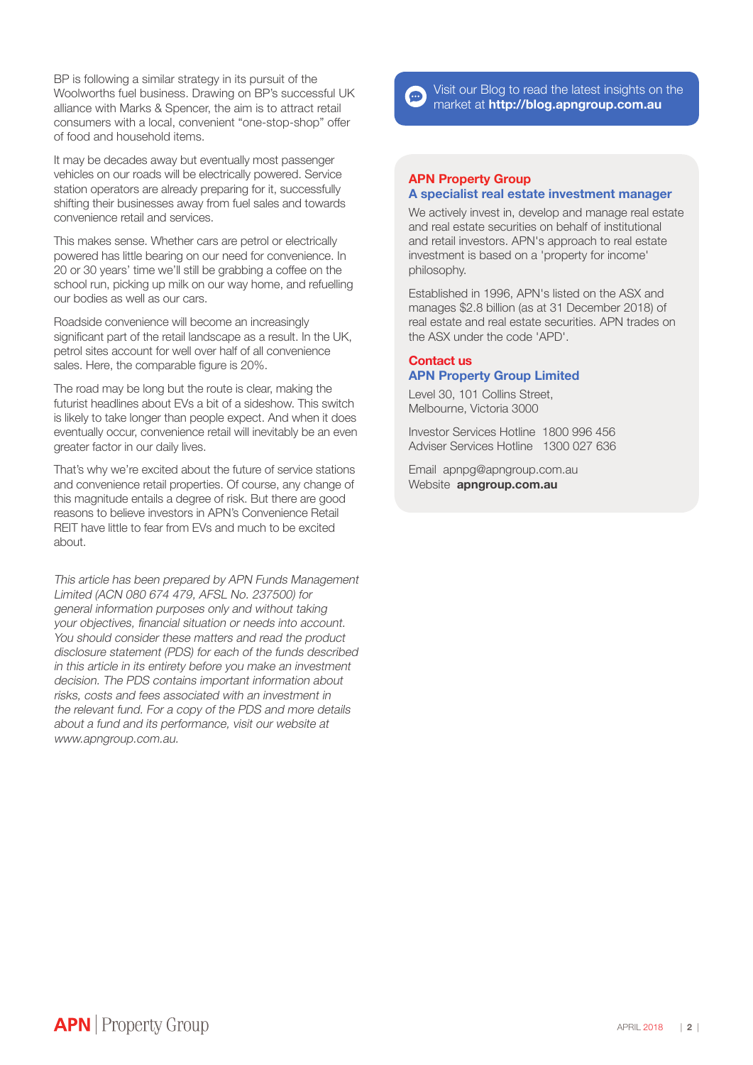BP is following a similar strategy in its pursuit of the Woolworths fuel business. Drawing on BP's successful UK alliance with Marks & Spencer, the aim is to attract retail consumers with a local, convenient "one-stop-shop" offer of food and household items.

It may be decades away but eventually most passenger vehicles on our roads will be electrically powered. Service station operators are already preparing for it, successfully shifting their businesses away from fuel sales and towards convenience retail and services.

This makes sense. Whether cars are petrol or electrically powered has little bearing on our need for convenience. In 20 or 30 years' time we'll still be grabbing a coffee on the school run, picking up milk on our way home, and refuelling our bodies as well as our cars.

Roadside convenience will become an increasingly significant part of the retail landscape as a result. In the UK, petrol sites account for well over half of all convenience sales. Here, the comparable figure is 20%.

The road may be long but the route is clear, making the futurist headlines about EVs a bit of a sideshow. This switch is likely to take longer than people expect. And when it does eventually occur, convenience retail will inevitably be an even greater factor in our daily lives.

That's why we're excited about the future of service stations and convenience retail properties. Of course, any change of this magnitude entails a degree of risk. But there are good reasons to believe investors in APN's Convenience Retail REIT have little to fear from EVs and much to be excited about.

*This article has been prepared by APN Funds Management Limited (ACN 080 674 479, AFSL No. 237500) for general information purposes only and without taking your objectives, financial situation or needs into account. You should consider these matters and read the product disclosure statement (PDS) for each of the funds described in this article in its entirety before you make an investment decision. The PDS contains important information about risks, costs and fees associated with an investment in the relevant fund. For a copy of the PDS and more details about a fund and its performance, visit our website at www.apngroup.com.au.*

Visit our Blog to read the latest insights on the market at **http://blog.apngroup.com.au**

## APN Property Group
### A specialist real estate investment manager

We actively invest in, develop and manage real estate and real estate securities on behalf of institutional and retail investors. APN's approach to real estate investment is based on a 'property for income' philosophy.

Established in 1996, APN's listed on the ASX and manages $2.8 billion (as at 31 December 2018) of real estate and real estate securities. APN trades on the ASX under the code 'APD'.

## Contact us
### APN Property Group Limited

Level 30, 101 Collins Street,
Melbourne, Victoria 3000

Investor Services Hotline 1800 996 456
Adviser Services Hotline 1300 027 636

Email apnpg@apngroup.com.au
Website **apngroup.com.au**